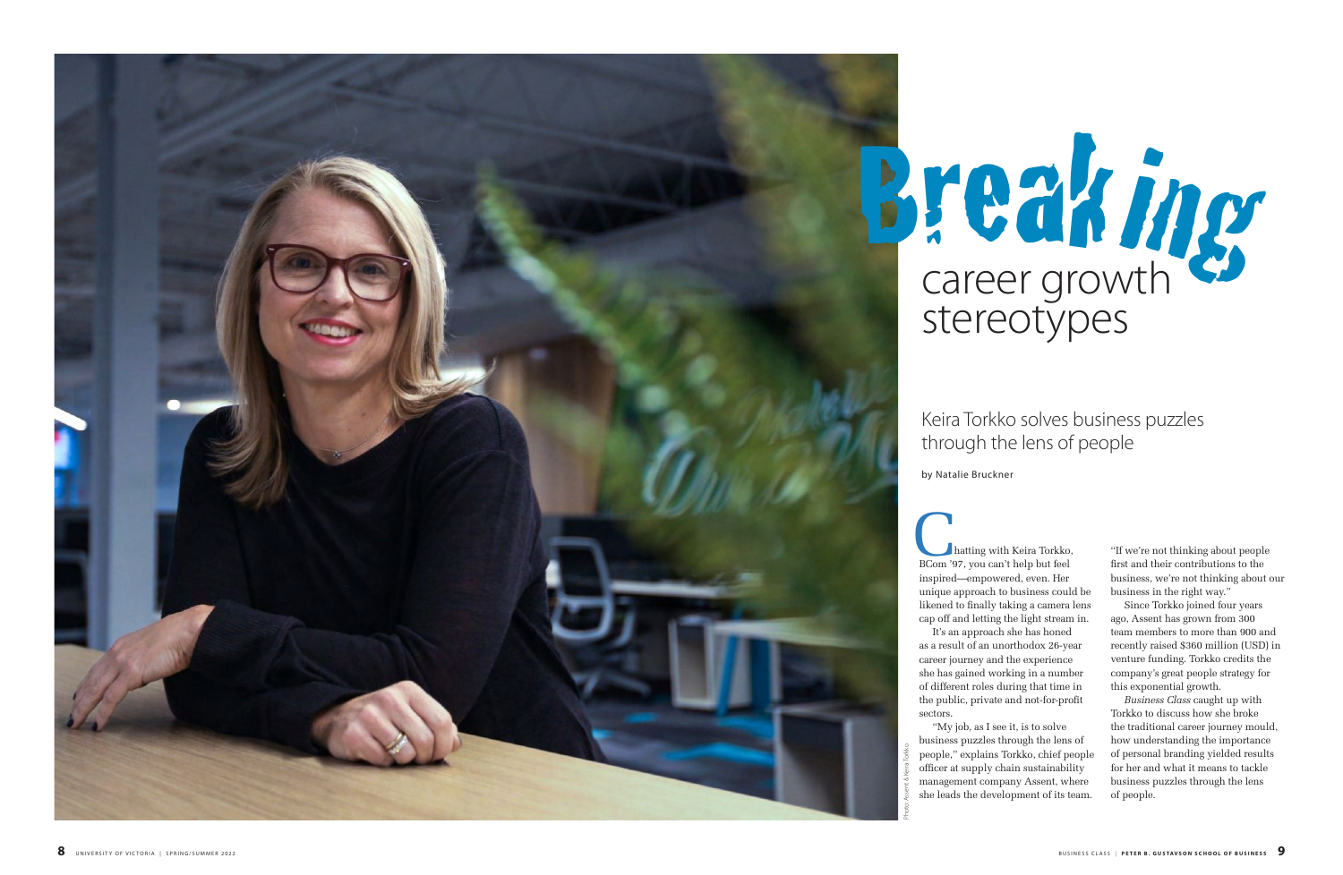# Breaking career growth stereotypes

## Keira Torkko solves business puzzles through the lens of people

by Natalie Bruckner

Chatting with Keira Torkko, BCom '97, you can't help but feel inspired—empowered, even. Her unique approach to business could be likened to finally taking a camera lens cap off and letting the light stream in.

It's an approach she has honed as a result of an unorthodox 26-year career journey and the experience she has gained working in a number of different roles during that time in the public, private and not-for-profit sectors.

"My job, as I see it, is to solve business puzzles through the lens of people," explains Torkko, chief people officer at supply chain sustainability management company Assent, where she leads the development of its team. "If we're not thinking about people first and their contributions to the business, we're not thinking about our business in the right way."

Since Torkko joined four years ago, Assent has grown from 300 team members to more than 900 and recently raised $360 million (USD) in venture funding. Torkko credits the company's great people strategy for this exponential growth.

*Business Class* caught up with Torkko to discuss how she broke the traditional career journey mould, how understanding the importance of personal branding yielded results for her and what it means to tackle business puzzles through the lens of people.

Photo: Assent & Keira Torkko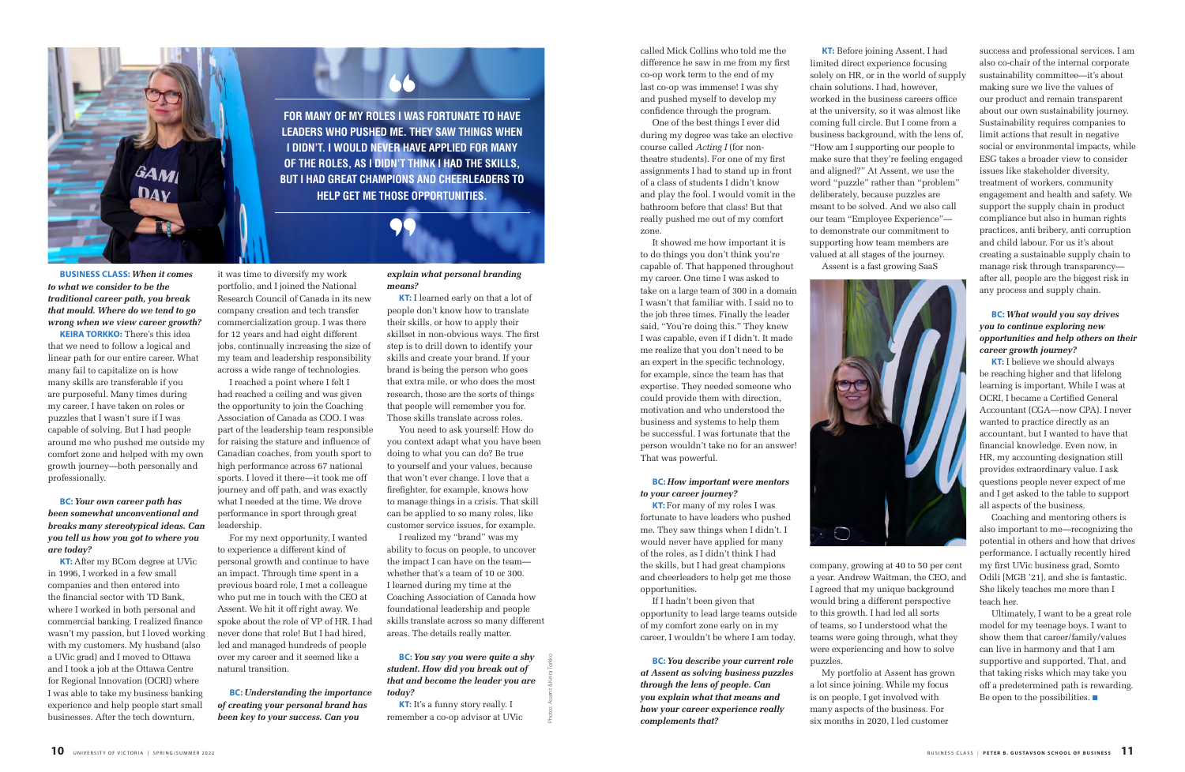> FOR MANY OF MY ROLES I WAS FORTUNATE TO HAVE LEADERS WHO PUSHED ME. THEY SAW THINGS WHEN I DIDN'T. I WOULD NEVER HAVE APPLIED FOR MANY OF THE ROLES, AS I DIDN'T THINK I HAD THE SKILLS, BUT I HAD GREAT CHAMPIONS AND CHEERLEADERS TO HELP GET ME THOSE OPPORTUNITIES.

**BUSINESS CLASS:** ***When it comes to what we consider to be the traditional career path, you break that mould. Where do we tend to go wrong when we view career growth?***

**KEIRA TORKKO:** There's this idea that we need to follow a logical and linear path for our entire career. What many fail to capitalize on is how many skills are transferable if you are purposeful. Many times during my career, I have taken on roles or puzzles that I wasn't sure if I was capable of solving. But I had people around me who pushed me outside my comfort zone and helped with my own growth journey—both personally and professionally.

**BC:** ***Your own career path has been somewhat unconventional and breaks many stereotypical ideas. Can you tell us how you got to where you are today?***

**KT:** After my BCom degree at UVic in 1996, I worked in a few small companies and then entered into the financial sector with TD Bank, where I worked in both personal and commercial banking. I realized finance wasn't my passion, but I loved working with my customers. My husband (also a UVic grad) and I moved to Ottawa and I took a job at the Ottawa Centre for Regional Innovation (OCRI) where I was able to take my business banking experience and help people start small businesses. After the tech downturn, it was time to diversify my work portfolio, and I joined the National Research Council of Canada in its new company creation and tech transfer commercialization group. I was there for 12 years and had eight different jobs, continually increasing the size of my team and leadership responsibility across a wide range of technologies.

I reached a point where I felt I had reached a ceiling and was given the opportunity to join the Coaching Association of Canada as COO. I was part of the leadership team responsible for raising the stature and influence of Canadian coaches, from youth sport to high performance across 67 national sports. I loved it there—it took me off journey and off path, and was exactly what I needed at the time. We drove performance in sport through great leadership.

For my next opportunity, I wanted to experience a different kind of personal growth and continue to have an impact. Through time spent in a previous board role, I met a colleague who put me in touch with the CEO at Assent. We hit it off right away. We spoke about the role of VP of HR. I had never done that role! But I had hired, led and managed hundreds of people over my career and it seemed like a natural transition.

**BC:** ***Understanding the importance of creating your personal brand has been key to your success. Can you explain what personal branding means?***

**KT:** I learned early on that a lot of people don't know how to translate their skills, or how to apply their skillset in non-obvious ways. The first step is to drill down to identify your skills and create your brand. If your brand is being the person who goes that extra mile, or who does the most research, those are the sorts of things that people will remember you for. Those skills translate across roles.

You need to ask yourself: How do you context adapt what you have been doing to what you can do? Be true to yourself and your values, because that won't ever change. I love that a firefighter, for example, knows how to manage things in a crisis. That skill can be applied to so many roles, like customer service issues, for example.

I realized my "brand" was my ability to focus on people, to uncover the impact I can have on the team—whether that's a team of 10 or 300. I learned during my time at the Coaching Association of Canada how foundational leadership and people skills translate across so many different areas. The details really matter.

**BC:** ***You say you were quite a shy student. How did you break out of that and become the leader you are today?***

**KT:** It's a funny story really. I remember a co-op advisor at UVic called Mick Collins who told me the difference he saw in me from my first co-op work term to the end of my last co-op was immense! I was shy and pushed myself to develop my confidence through the program.

One of the best things I ever did during my degree was take an elective course called *Acting I* (for non-theatre students). For one of my first assignments I had to stand up in front of a class of students I didn't know and play the fool. I would vomit in the bathroom before that class! But that really pushed me out of my comfort zone.

It showed me how important it is to do things you don't think you're capable of. That happened throughout my career. One time I was asked to take on a large team of 300 in a domain I wasn't that familiar with. I said no to the job three times. Finally the leader said, "You're doing this." They knew I was capable, even if I didn't. It made me realize that you don't need to be an expert in the specific technology, for example, since the team has that expertise. They needed someone who could provide them with direction, motivation and who understood the business and systems to help them be successful. I was fortunate that the person wouldn't take no for an answer! That was powerful.

**BC:** ***How important were mentors to your career journey?***

**KT:** For many of my roles I was fortunate to have leaders who pushed me. They saw things when I didn't. I would never have applied for many of the roles, as I didn't think I had the skills, but I had great champions and cheerleaders to help get me those opportunities.

If I hadn't been given that opportunity to lead large teams outside of my comfort zone early on in my career, I wouldn't be where I am today.

**BC:** ***You describe your current role at Assent as solving business puzzles through the lens of people. Can you explain what that means and how your career experience really complements that?***

**KT:** Before joining Assent, I had limited direct experience focusing solely on HR, or in the world of supply chain solutions. I had, however, worked in the business careers office at the university, so it was almost like coming full circle. But I come from a business background, with the lens of, "How am I supporting our people to make sure that they're feeling engaged and aligned?" At Assent, we use the word "puzzle" rather than "problem" deliberately, because puzzles are meant to be solved. And we also call our team "Employee Experience"—to demonstrate our commitment to supporting how team members are valued at all stages of the journey.

Assent is a fast growing SaaS company, growing at 40 to 50 per cent a year. Andrew Waitman, the CEO, and I agreed that my unique background would bring a different perspective to this growth. I had led all sorts of teams, so I understood what the teams were going through, what they were experiencing and how to solve puzzles.

My portfolio at Assent has grown a lot since joining. While my focus is on people, I get involved with many aspects of the business. For six months in 2020, I led customer success and professional services. I am also co-chair of the internal corporate sustainability committee—it's about making sure we live the values of our product and remain transparent about our own sustainability journey. Sustainability requires companies to limit actions that result in negative social or environmental impacts, while ESG takes a broader view to consider issues like stakeholder diversity, treatment of workers, community engagement and health and safety. We support the supply chain in product compliance but also in human rights practices, anti bribery, anti corruption and child labour. For us it's about creating a sustainable supply chain to manage risk through transparency—after all, people are the biggest risk in any process and supply chain.

**BC:** ***What would you say drives you to continue exploring new opportunities and help others on their career growth journey?***

**KT:** I believe we should always be reaching higher and that lifelong learning is important. While I was at OCRI, I became a Certified General Accountant (CGA—now CPA). I never wanted to practice directly as an accountant, but I wanted to have that financial knowledge. Even now, in HR, my accounting designation still provides extraordinary value. I ask questions people never expect of me and I get asked to the table to support all aspects of the business.

Coaching and mentoring others is also important to me—recognizing the potential in others and how that drives performance. I actually recently hired my first UVic business grad, Somto Odili [MGB '21], and she is fantastic. She likely teaches me more than I teach her.

Ultimately, I want to be a great role model for my teenage boys. I want to show them that career/family/values can live in harmony and that I am supportive and supported. That, and that taking risks which may take you off a predetermined path is rewarding. Be open to the possibilities. ■

Photos: Assent & Keira Torkko